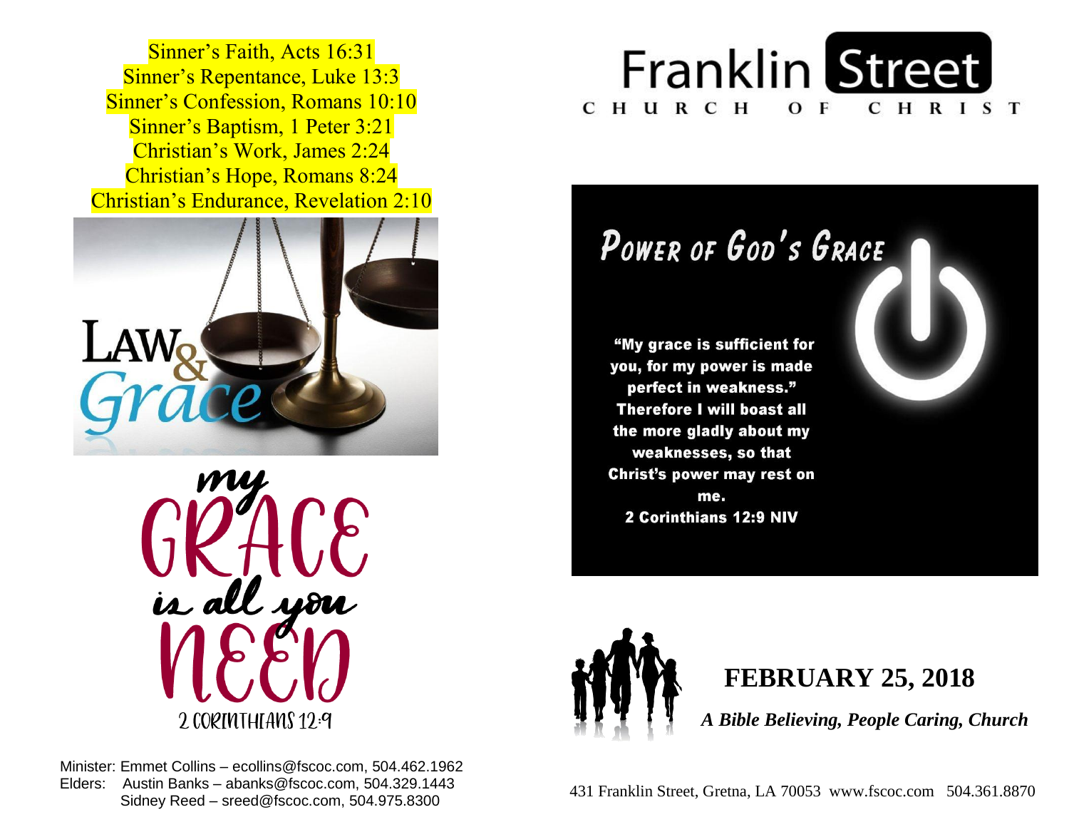Sinner's Faith, Acts 16:31
Sinner's Repentance, Luke 13:3
Sinner's Confession, Romans 10:10
Sinner's Baptism, 1 Peter 3:21
Christian's Work, James 2:24
Christian's Hope, Romans 8:24
Christian's Endurance, Revelation 2:10

LAW & Grace

my GRACE is all you NEED
2 CORINTHIANS 12:9

Minister: Emmet Collins – ecollins@fscoc.com, 504.462.1962
Elders: Austin Banks – abanks@fscoc.com, 504.329.1443
Sidney Reed – sreed@fscoc.com, 504.975.8300

# Franklin Street

CHURCH OF CHRIST

## POWER OF GOD'S GRACE

**"My grace is sufficient for you, for my power is made perfect in weakness." Therefore I will boast all the more gladly about my weaknesses, so that Christ's power may rest on me.**
**2 Corinthians 12:9 NIV**

## FEBRUARY 25, 2018

***A Bible Believing, People Caring, Church***

431 Franklin Street, Gretna, LA 70053 www.fscoc.com 504.361.8870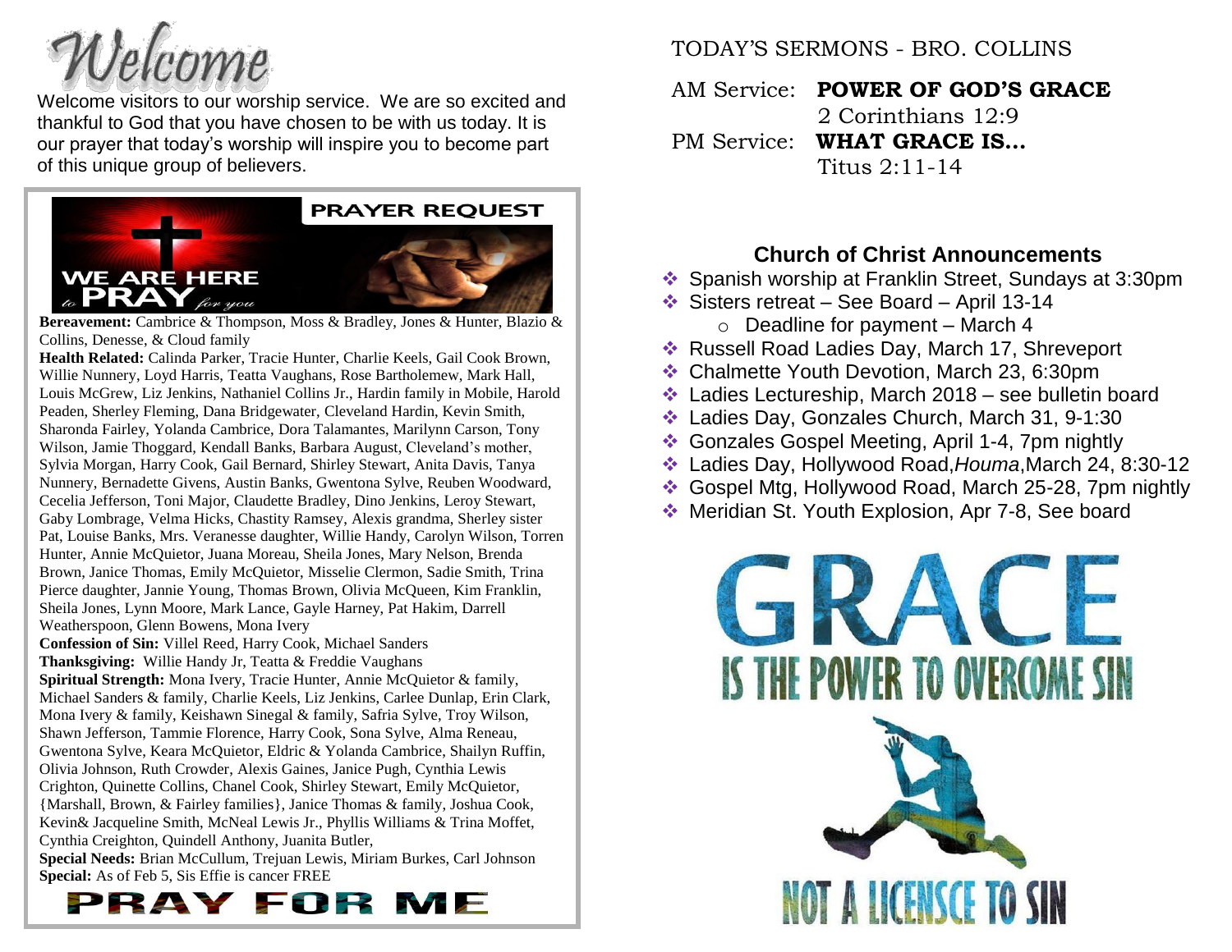# Welcome

Welcome visitors to our worship service. We are so excited and thankful to God that you have chosen to be with us today. It is our prayer that today's worship will inspire you to become part of this unique group of believers.

## PRAYER REQUEST

WE ARE HERE to PRAY for you

**Bereavement:** Cambrice & Thompson, Moss & Bradley, Jones & Hunter, Blazio & Collins, Denesse, & Cloud family

**Health Related:** Calinda Parker, Tracie Hunter, Charlie Keels, Gail Cook Brown, Willie Nunnery, Loyd Harris, Teatta Vaughans, Rose Bartholemew, Mark Hall, Louis McGrew, Liz Jenkins, Nathaniel Collins Jr., Hardin family in Mobile, Harold Peaden, Sherley Fleming, Dana Bridgewater, Cleveland Hardin, Kevin Smith, Sharonda Fairley, Yolanda Cambrice, Dora Talamantes, Marilynn Carson, Tony Wilson, Jamie Thoggard, Kendall Banks, Barbara August, Cleveland's mother, Sylvia Morgan, Harry Cook, Gail Bernard, Shirley Stewart, Anita Davis, Tanya Nunnery, Bernadette Givens, Austin Banks, Gwentona Sylve, Reuben Woodward, Cecelia Jefferson, Toni Major, Claudette Bradley, Dino Jenkins, Leroy Stewart, Gaby Lombrage, Velma Hicks, Chastity Ramsey, Alexis grandma, Sherley sister Pat, Louise Banks, Mrs. Veranesse daughter, Willie Handy, Carolyn Wilson, Torren Hunter, Annie McQuietor, Juana Moreau, Sheila Jones, Mary Nelson, Brenda Brown, Janice Thomas, Emily McQuietor, Misselie Clermon, Sadie Smith, Trina Pierce daughter, Jannie Young, Thomas Brown, Olivia McQueen, Kim Franklin, Sheila Jones, Lynn Moore, Mark Lance, Gayle Harney, Pat Hakim, Darrell Weatherspoon, Glenn Bowens, Mona Ivery

**Confession of Sin:** Villel Reed, Harry Cook, Michael Sanders

**Thanksgiving:** Willie Handy Jr, Teatta & Freddie Vaughans

**Spiritual Strength:** Mona Ivery, Tracie Hunter, Annie McQuietor & family, Michael Sanders & family, Charlie Keels, Liz Jenkins, Carlee Dunlap, Erin Clark, Mona Ivery & family, Keishawn Sinegal & family, Safria Sylve, Troy Wilson, Shawn Jefferson, Tammie Florence, Harry Cook, Sona Sylve, Alma Reneau, Gwentona Sylve, Keara McQuietor, Eldric & Yolanda Cambrice, Shailyn Ruffin, Olivia Johnson, Ruth Crowder, Alexis Gaines, Janice Pugh, Cynthia Lewis Crighton, Quinette Collins, Chanel Cook, Shirley Stewart, Emily McQuietor, {Marshall, Brown, & Fairley families}, Janice Thomas & family, Joshua Cook, Kevin& Jacqueline Smith, McNeal Lewis Jr., Phyllis Williams & Trina Moffet, Cynthia Creighton, Quindell Anthony, Juanita Butler,

**Special Needs:** Brian McCullum, Trejuan Lewis, Miriam Burkes, Carl Johnson

**Special:** As of Feb 5, Sis Effie is cancer FREE

**PRAY FOR ME**

TODAY'S SERMONS - BRO. COLLINS

AM Service: **POWER OF GOD'S GRACE**
2 Corinthians 12:9

PM Service: **WHAT GRACE IS…**
Titus 2:11-14

## Church of Christ Announcements

- Spanish worship at Franklin Street, Sundays at 3:30pm
- Sisters retreat – See Board – April 13-14
    - Deadline for payment – March 4
- Russell Road Ladies Day, March 17, Shreveport
- Chalmette Youth Devotion, March 23, 6:30pm
- Ladies Lectureship, March 2018 – see bulletin board
- Ladies Day, Gonzales Church, March 31, 9-1:30
- Gonzales Gospel Meeting, April 1-4, 7pm nightly
- Ladies Day, Hollywood Road,*Houma*,March 24, 8:30-12
- Gospel Mtg, Hollywood Road, March 25-28, 7pm nightly
- Meridian St. Youth Explosion, Apr 7-8, See board

GRACE
IS THE POWER TO OVERCOME SIN
NOT A LICENSCE TO SIN